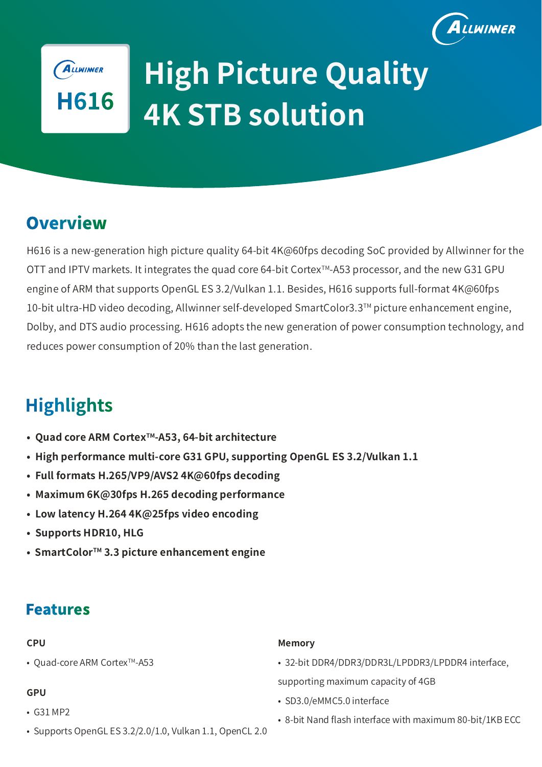# High Picture Quality 4K STB solution

Allwinner H616

## Overview

H616 is a new-generation high picture quality 64-bit 4K@60fps decoding SoC provided by Allwinner for the OTT and IPTV markets. It integrates the quad core 64-bit Cortex™-A53 processor, and the new G31 GPU engine of ARM that supports OpenGL ES 3.2/Vulkan 1.1. Besides, H616 supports full-format 4K@60fps 10-bit ultra-HD video decoding, Allwinner self-developed SmartColor3.3™ picture enhancement engine, Dolby, and DTS audio processing. H616 adopts the new generation of power consumption technology, and reduces power consumption of 20% than the last generation.

## Highlights

- **Quad core ARM Cortex™-A53, 64-bit architecture**
- **High performance multi-core G31 GPU, supporting OpenGL ES 3.2/Vulkan 1.1**
- **Full formats H.265/VP9/AVS2 4K@60fps decoding**
- **Maximum 6K@30fps H.265 decoding performance**
- **Low latency H.264 4K@25fps video encoding**
- **Supports HDR10, HLG**
- **SmartColor™ 3.3 picture enhancement engine**

## Features

### CPU

- Quad-core ARM Cortex™-A53

### GPU

- G31 MP2
- Supports OpenGL ES 3.2/2.0/1.0, Vulkan 1.1, OpenCL 2.0

### Memory

- 32-bit DDR4/DDR3/DDR3L/LPDDR3/LPDDR4 interface, supporting maximum capacity of 4GB
- SD3.0/eMMC5.0 interface
- 8-bit Nand flash interface with maximum 80-bit/1KB ECC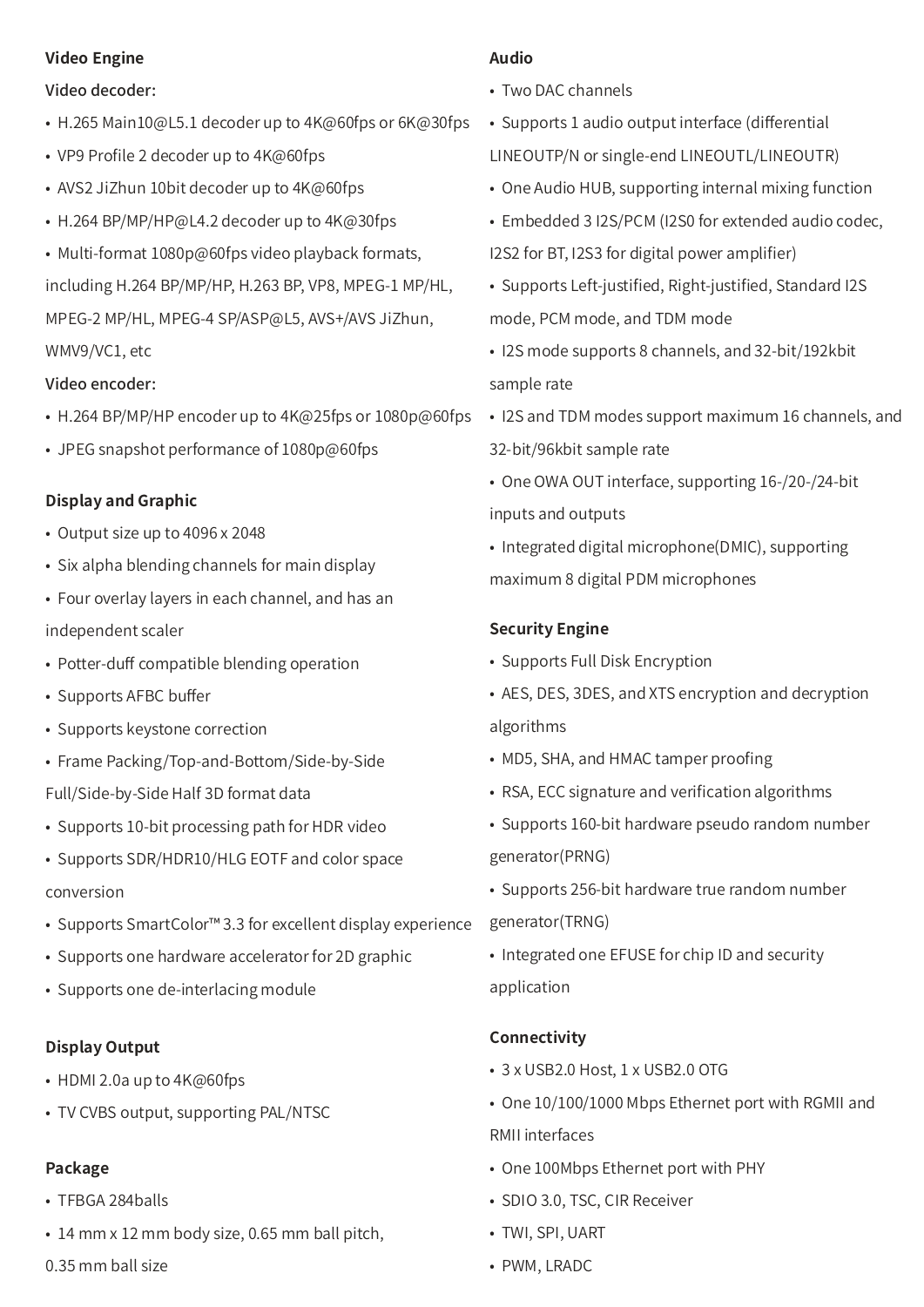### Video Engine

**Video decoder:**

- H.265 Main10@L5.1 decoder up to 4K@60fps or 6K@30fps
- VP9 Profile 2 decoder up to 4K@60fps
- AVS2 JiZhun 10bit decoder up to 4K@60fps
- H.264 BP/MP/HP@L4.2 decoder up to 4K@30fps
- Multi-format 1080p@60fps video playback formats, including H.264 BP/MP/HP, H.263 BP, VP8, MPEG-1 MP/HL, MPEG-2 MP/HL, MPEG-4 SP/ASP@L5, AVS+/AVS JiZhun, WMV9/VC1, etc

**Video encoder:**

- H.264 BP/MP/HP encoder up to 4K@25fps or 1080p@60fps
- JPEG snapshot performance of 1080p@60fps

### Display and Graphic

- Output size up to 4096 x 2048
- Six alpha blending channels for main display
- Four overlay layers in each channel, and has an independent scaler
- Potter-duff compatible blending operation
- Supports AFBC buffer
- Supports keystone correction
- Frame Packing/Top-and-Bottom/Side-by-Side Full/Side-by-Side Half 3D format data
- Supports 10-bit processing path for HDR video
- Supports SDR/HDR10/HLG EOTF and color space conversion
- Supports SmartColor™ 3.3 for excellent display experience
- Supports one hardware accelerator for 2D graphic
- Supports one de-interlacing module

### Display Output

- HDMI 2.0a up to 4K@60fps
- TV CVBS output, supporting PAL/NTSC

### Package

- TFBGA 284balls
- 14 mm x 12 mm body size, 0.65 mm ball pitch, 0.35 mm ball size

### Audio

- Two DAC channels
- Supports 1 audio output interface (differential LINEOUTP/N or single-end LINEOUTL/LINEOUTR)
- One Audio HUB, supporting internal mixing function
- Embedded 3 I2S/PCM (I2S0 for extended audio codec, I2S2 for BT, I2S3 for digital power amplifier)
- Supports Left-justified, Right-justified, Standard I2S mode, PCM mode, and TDM mode
- I2S mode supports 8 channels, and 32-bit/192kbit sample rate
- I2S and TDM modes support maximum 16 channels, and 32-bit/96kbit sample rate
- One OWA OUT interface, supporting 16-/20-/24-bit inputs and outputs
- Integrated digital microphone(DMIC), supporting maximum 8 digital PDM microphones

### Security Engine

- Supports Full Disk Encryption
- AES, DES, 3DES, and XTS encryption and decryption algorithms
- MD5, SHA, and HMAC tamper proofing
- RSA, ECC signature and verification algorithms
- Supports 160-bit hardware pseudo random number generator(PRNG)
- Supports 256-bit hardware true random number generator(TRNG)
- Integrated one EFUSE for chip ID and security application

### Connectivity

- 3 x USB2.0 Host, 1 x USB2.0 OTG
- One 10/100/1000 Mbps Ethernet port with RGMII and RMII interfaces
- One 100Mbps Ethernet port with PHY
- SDIO 3.0, TSC, CIR Receiver
- TWI, SPI, UART
- PWM, LRADC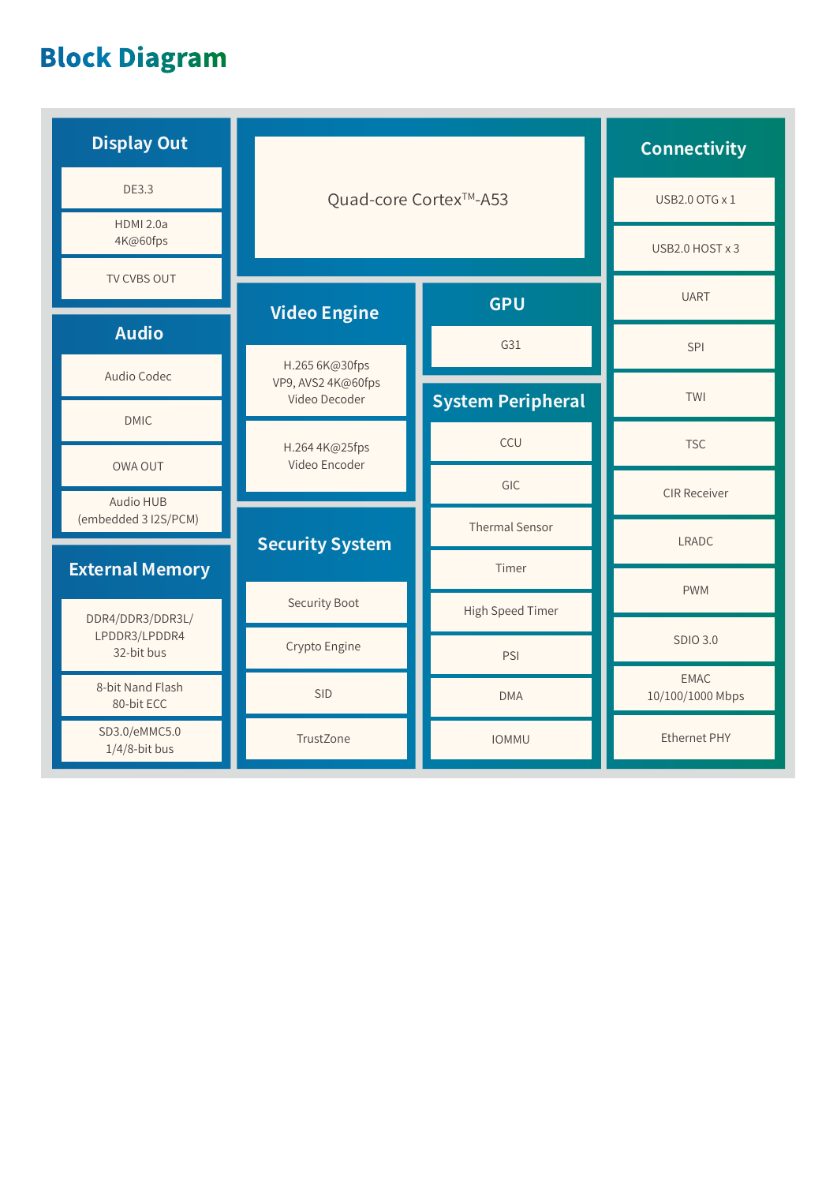## Block Diagram

### Display Out

- DE3.3
- HDMI 2.0a 4K@60fps
- TV CVBS OUT

### Audio

- Audio Codec
- DMIC
- OWA OUT
- Audio HUB (embedded 3 I2S/PCM)

### External Memory

- DDR4/DDR3/DDR3L/LPDDR3/LPDDR4 32-bit bus
- 8-bit Nand Flash 80-bit ECC
- SD3.0/eMMC5.0 1/4/8-bit bus

### Quad-core Cortex™-A53

### Video Engine

- H.265 6K@30fps VP9, AVS2 4K@60fps Video Decoder
- H.264 4K@25fps Video Encoder

### Security System

- Security Boot
- Crypto Engine
- SID
- TrustZone

### GPU

- G31

### System Peripheral

- CCU
- GIC
- Thermal Sensor
- Timer
- High Speed Timer
- PSI
- DMA
- IOMMU

### Connectivity

- USB2.0 OTG x 1
- USB2.0 HOST x 3
- UART
- SPI
- TWI
- TSC
- CIR Receiver
- LRADC
- PWM
- SDIO 3.0
- EMAC 10/100/1000 Mbps
- Ethernet PHY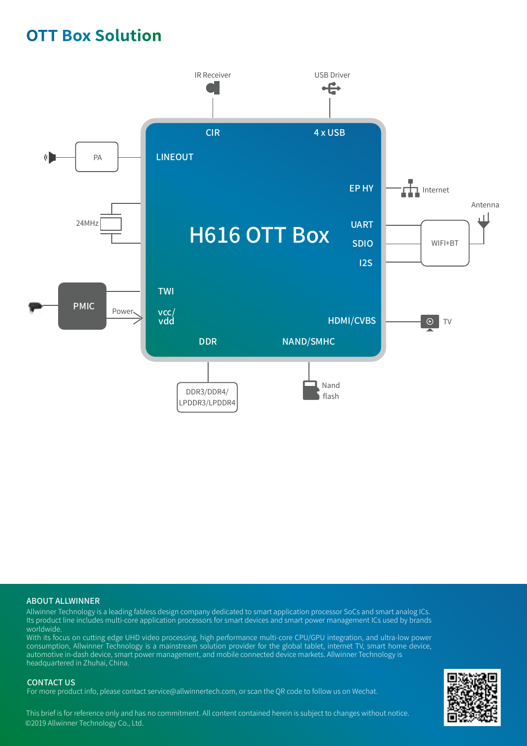# OTT Box Solution

IR Receiver

USB Driver

CIR

4 x USB

PA

LINEOUT

EP HY

Internet

Antenna

24MHz

H616 OTT Box

UART

SDIO

I2S

WIFI+BT

PMIC

TWI

Power

vcc/
vdd

HDMI/CVBS

TV

DDR

NAND/SMHC

DDR3/DDR4/
LPDDR3/LPDDR4

Nand
flash

## ABOUT ALLWINNER

Allwinner Technology is a leading fabless design company dedicated to smart application processor SoCs and smart analog ICs. Its product line includes multi-core application processors for smart devices and smart power management ICs used by brands worldwide.

With its focus on cutting edge UHD video processing, high performance multi-core CPU/GPU integration, and ultra-low power consumption, Allwinner Technology is a mainstream solution provider for the global tablet, internet TV, smart home device, automotive in-dash device, smart power management, and mobile connected device markets. Allwinner Technology is headquartered in Zhuhai, China.

## CONTACT US

For more product info, please contact service@allwinnertech.com, or scan the QR code to follow us on Wechat.

This brief is for reference only and has no commitment. All content contained herein is subject to changes without notice.

©2019 Allwinner Technology Co., Ltd.